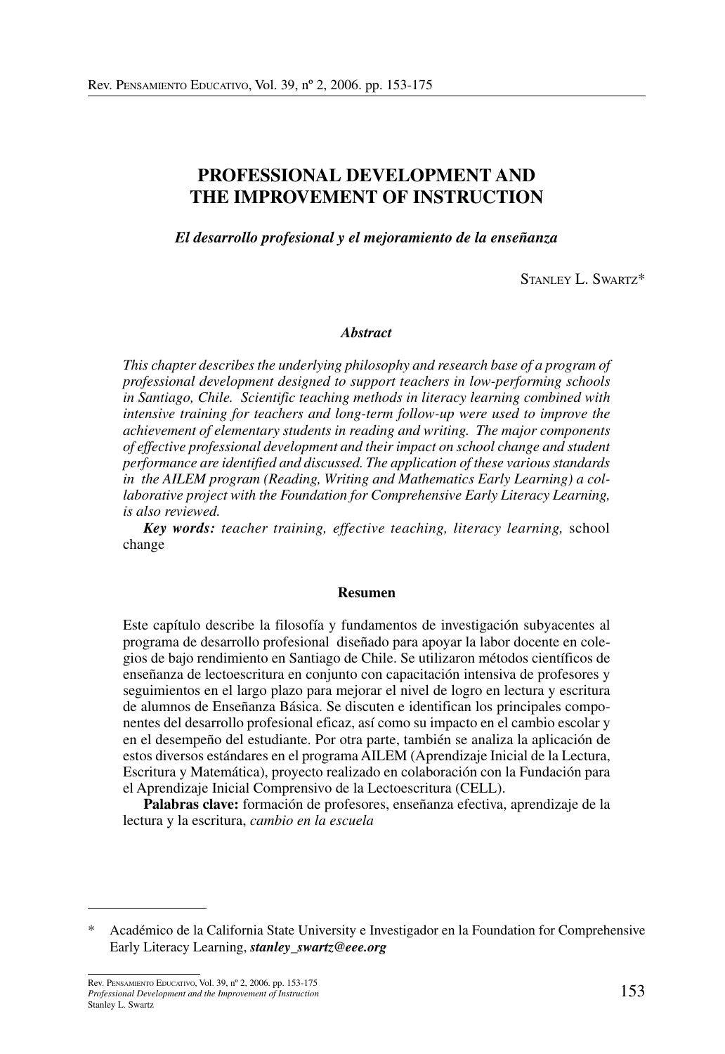# PROFESSIONAL DEVELOPMENT AND THE IMPROVEMENT OF INSTRUCTION

### *El desarrollo profesional y el mejoramiento de la enseñanza*

Stanley L. Swartz*

### *Abstract*

*This chapter describes the underlying philosophy and research base of a program of professional development designed to support teachers in low-performing schools in Santiago, Chile. Scientific teaching methods in literacy learning combined with intensive training for teachers and long-term follow-up were used to improve the achievement of elementary students in reading and writing. The major components of effective professional development and their impact on school change and student performance are identified and discussed. The application of these various standards in the AILEM program (Reading, Writing and Mathematics Early Learning) a collaborative project with the Foundation for Comprehensive Early Literacy Learning, is also reviewed.*

***Key words:*** *teacher training, effective teaching, literacy learning,* school change

### Resumen

Este capítulo describe la filosofía y fundamentos de investigación subyacentes al programa de desarrollo profesional diseñado para apoyar la labor docente en colegios de bajo rendimiento en Santiago de Chile. Se utilizaron métodos científicos de enseñanza de lectoescritura en conjunto con capacitación intensiva de profesores y seguimientos en el largo plazo para mejorar el nivel de logro en lectura y escritura de alumnos de Enseñanza Básica. Se discuten e identifican los principales componentes del desarrollo profesional eficaz, así como su impacto en el cambio escolar y en el desempeño del estudiante. Por otra parte, también se analiza la aplicación de estos diversos estándares en el programa AILEM (Aprendizaje Inicial de la Lectura, Escritura y Matemática), proyecto realizado en colaboración con la Fundación para el Aprendizaje Inicial Comprensivo de la Lectoescritura (CELL).

**Palabras clave:** formación de profesores, enseñanza efectiva, aprendizaje de la lectura y la escritura, *cambio en la escuela*

---

\* Académico de la California State University e Investigador en la Foundation for Comprehensive Early Literacy Learning, ***stanley_swartz@eee.org***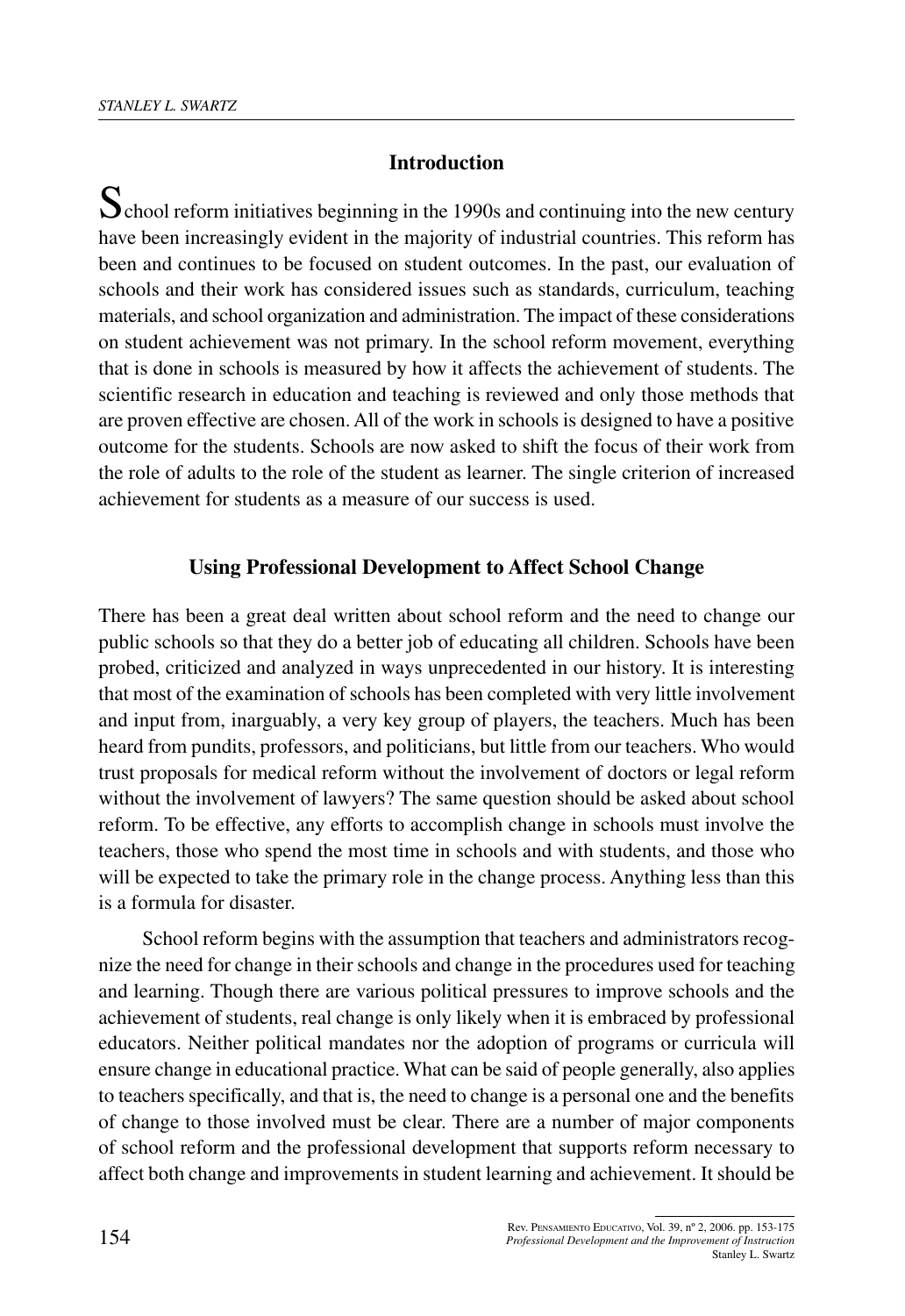## Introduction

School reform initiatives beginning in the 1990s and continuing into the new century have been increasingly evident in the majority of industrial countries. This reform has been and continues to be focused on student outcomes. In the past, our evaluation of schools and their work has considered issues such as standards, curriculum, teaching materials, and school organization and administration. The impact of these considerations on student achievement was not primary. In the school reform movement, everything that is done in schools is measured by how it affects the achievement of students. The scientific research in education and teaching is reviewed and only those methods that are proven effective are chosen. All of the work in schools is designed to have a positive outcome for the students. Schools are now asked to shift the focus of their work from the role of adults to the role of the student as learner. The single criterion of increased achievement for students as a measure of our success is used.

## Using Professional Development to Affect School Change

There has been a great deal written about school reform and the need to change our public schools so that they do a better job of educating all children. Schools have been probed, criticized and analyzed in ways unprecedented in our history. It is interesting that most of the examination of schools has been completed with very little involvement and input from, inarguably, a very key group of players, the teachers. Much has been heard from pundits, professors, and politicians, but little from our teachers. Who would trust proposals for medical reform without the involvement of doctors or legal reform without the involvement of lawyers? The same question should be asked about school reform. To be effective, any efforts to accomplish change in schools must involve the teachers, those who spend the most time in schools and with students, and those who will be expected to take the primary role in the change process. Anything less than this is a formula for disaster.

School reform begins with the assumption that teachers and administrators recognize the need for change in their schools and change in the procedures used for teaching and learning. Though there are various political pressures to improve schools and the achievement of students, real change is only likely when it is embraced by professional educators. Neither political mandates nor the adoption of programs or curricula will ensure change in educational practice. What can be said of people generally, also applies to teachers specifically, and that is, the need to change is a personal one and the benefits of change to those involved must be clear. There are a number of major components of school reform and the professional development that supports reform necessary to affect both change and improvements in student learning and achievement. It should be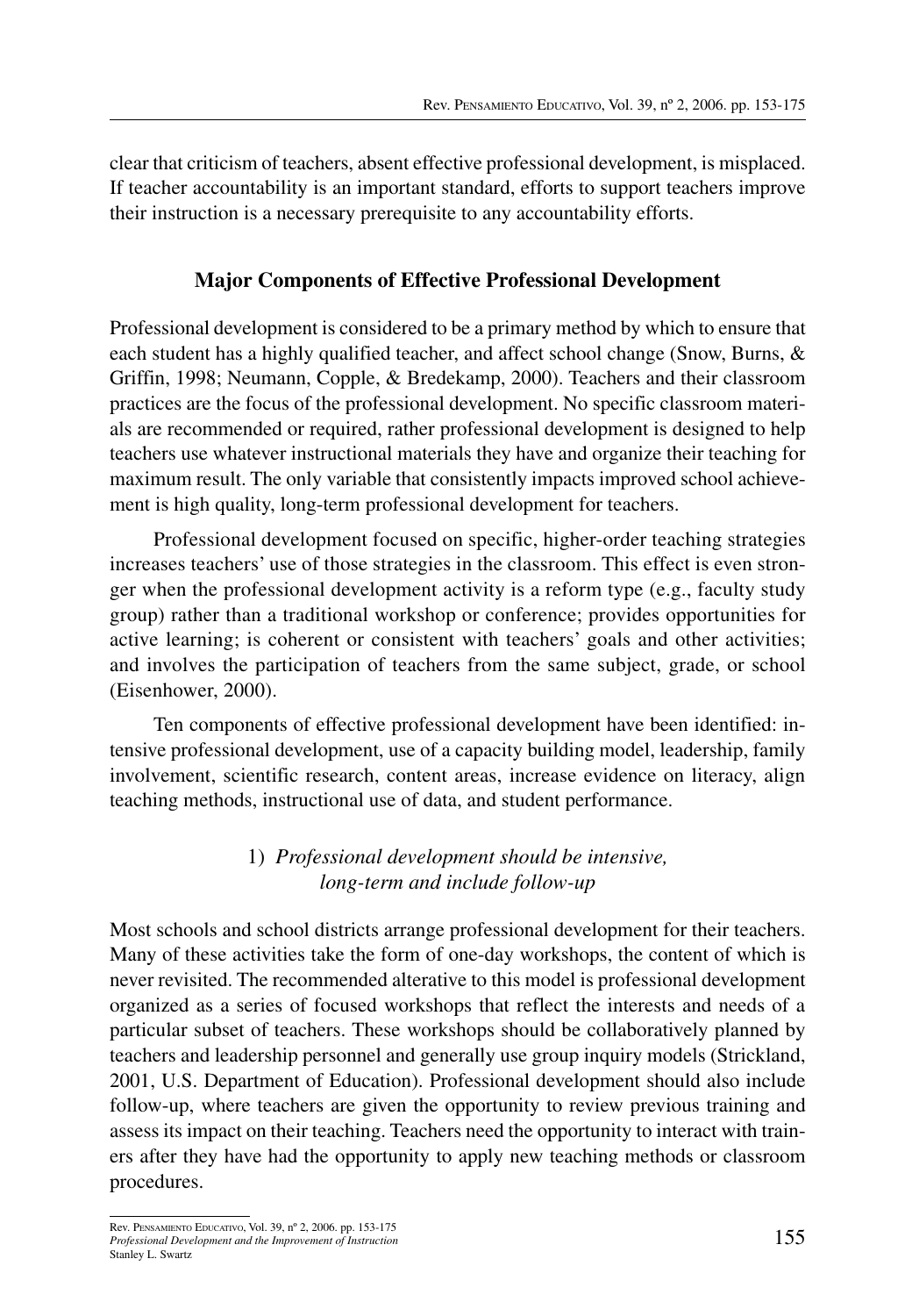clear that criticism of teachers, absent effective professional development, is misplaced. If teacher accountability is an important standard, efforts to support teachers improve their instruction is a necessary prerequisite to any accountability efforts.

## Major Components of Effective Professional Development

Professional development is considered to be a primary method by which to ensure that each student has a highly qualified teacher, and affect school change (Snow, Burns, & Griffin, 1998; Neumann, Copple, & Bredekamp, 2000). Teachers and their classroom practices are the focus of the professional development. No specific classroom materials are recommended or required, rather professional development is designed to help teachers use whatever instructional materials they have and organize their teaching for maximum result. The only variable that consistently impacts improved school achievement is high quality, long-term professional development for teachers.

Professional development focused on specific, higher-order teaching strategies increases teachers' use of those strategies in the classroom. This effect is even stronger when the professional development activity is a reform type (e.g., faculty study group) rather than a traditional workshop or conference; provides opportunities for active learning; is coherent or consistent with teachers' goals and other activities; and involves the participation of teachers from the same subject, grade, or school (Eisenhower, 2000).

Ten components of effective professional development have been identified: intensive professional development, use of a capacity building model, leadership, family involvement, scientific research, content areas, increase evidence on literacy, align teaching methods, instructional use of data, and student performance.

### 1) *Professional development should be intensive, long-term and include follow-up*

Most schools and school districts arrange professional development for their teachers. Many of these activities take the form of one-day workshops, the content of which is never revisited. The recommended alterative to this model is professional development organized as a series of focused workshops that reflect the interests and needs of a particular subset of teachers. These workshops should be collaboratively planned by teachers and leadership personnel and generally use group inquiry models (Strickland, 2001, U.S. Department of Education). Professional development should also include follow-up, where teachers are given the opportunity to review previous training and assess its impact on their teaching. Teachers need the opportunity to interact with trainers after they have had the opportunity to apply new teaching methods or classroom procedures.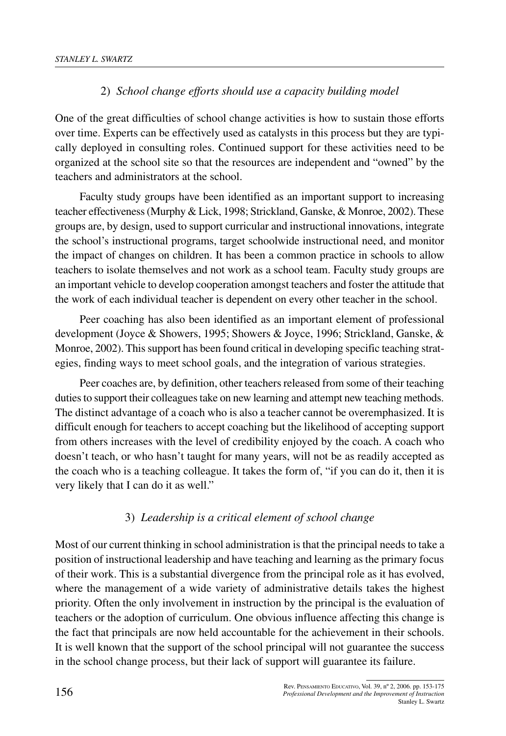### 2) *School change efforts should use a capacity building model*

One of the great difficulties of school change activities is how to sustain those efforts over time. Experts can be effectively used as catalysts in this process but they are typically deployed in consulting roles. Continued support for these activities need to be organized at the school site so that the resources are independent and "owned" by the teachers and administrators at the school.

Faculty study groups have been identified as an important support to increasing teacher effectiveness (Murphy & Lick, 1998; Strickland, Ganske, & Monroe, 2002). These groups are, by design, used to support curricular and instructional innovations, integrate the school's instructional programs, target schoolwide instructional need, and monitor the impact of changes on children. It has been a common practice in schools to allow teachers to isolate themselves and not work as a school team. Faculty study groups are an important vehicle to develop cooperation amongst teachers and foster the attitude that the work of each individual teacher is dependent on every other teacher in the school.

Peer coaching has also been identified as an important element of professional development (Joyce & Showers, 1995; Showers & Joyce, 1996; Strickland, Ganske, & Monroe, 2002). This support has been found critical in developing specific teaching strategies, finding ways to meet school goals, and the integration of various strategies.

Peer coaches are, by definition, other teachers released from some of their teaching duties to support their colleagues take on new learning and attempt new teaching methods. The distinct advantage of a coach who is also a teacher cannot be overemphasized. It is difficult enough for teachers to accept coaching but the likelihood of accepting support from others increases with the level of credibility enjoyed by the coach. A coach who doesn't teach, or who hasn't taught for many years, will not be as readily accepted as the coach who is a teaching colleague. It takes the form of, "if you can do it, then it is very likely that I can do it as well."

### 3) *Leadership is a critical element of school change*

Most of our current thinking in school administration is that the principal needs to take a position of instructional leadership and have teaching and learning as the primary focus of their work. This is a substantial divergence from the principal role as it has evolved, where the management of a wide variety of administrative details takes the highest priority. Often the only involvement in instruction by the principal is the evaluation of teachers or the adoption of curriculum. One obvious influence affecting this change is the fact that principals are now held accountable for the achievement in their schools. It is well known that the support of the school principal will not guarantee the success in the school change process, but their lack of support will guarantee its failure.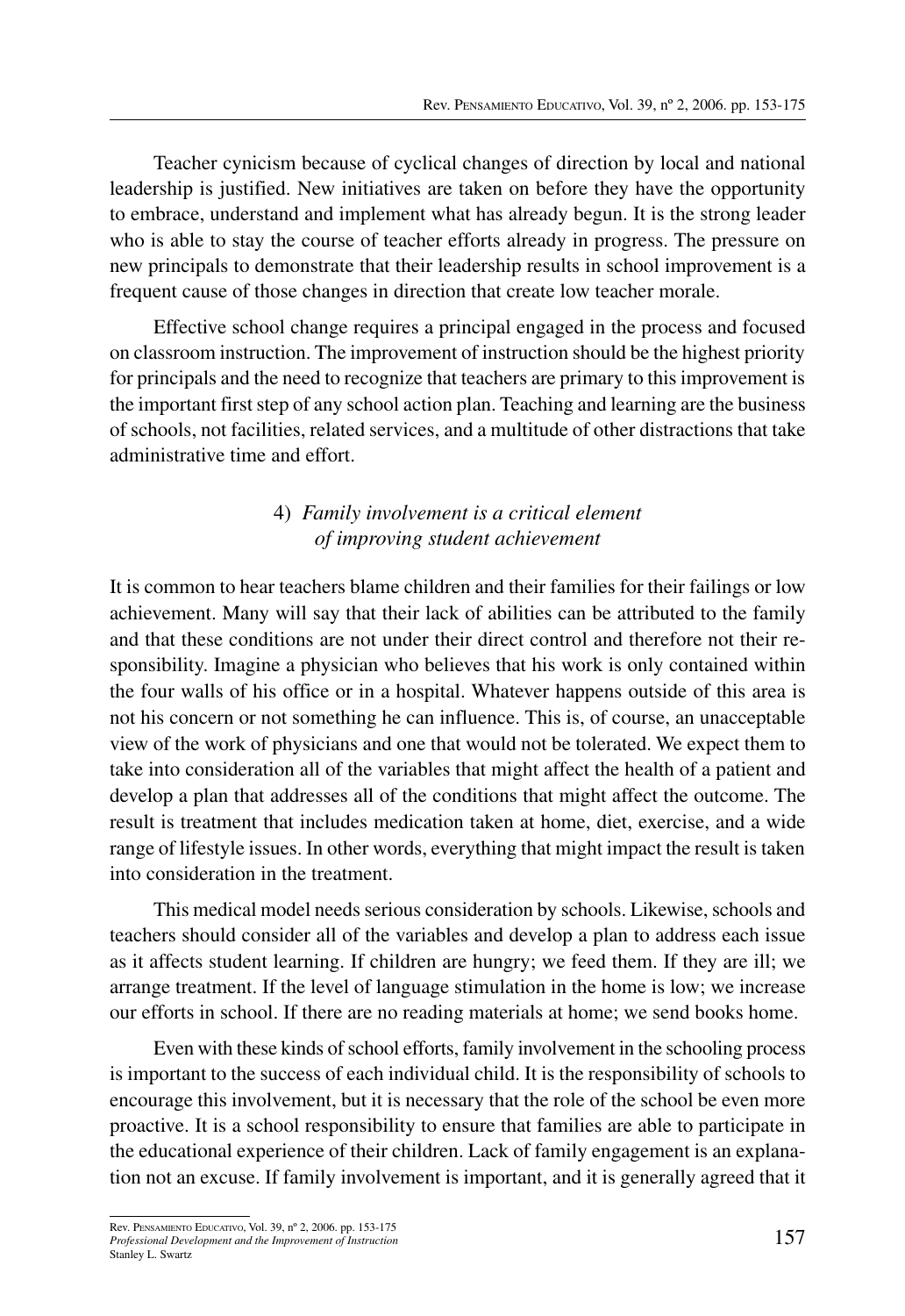Teacher cynicism because of cyclical changes of direction by local and national leadership is justified. New initiatives are taken on before they have the opportunity to embrace, understand and implement what has already begun. It is the strong leader who is able to stay the course of teacher efforts already in progress. The pressure on new principals to demonstrate that their leadership results in school improvement is a frequent cause of those changes in direction that create low teacher morale.

Effective school change requires a principal engaged in the process and focused on classroom instruction. The improvement of instruction should be the highest priority for principals and the need to recognize that teachers are primary to this improvement is the important first step of any school action plan. Teaching and learning are the business of schools, not facilities, related services, and a multitude of other distractions that take administrative time and effort.

### 4) *Family involvement is a critical element of improving student achievement*

It is common to hear teachers blame children and their families for their failings or low achievement. Many will say that their lack of abilities can be attributed to the family and that these conditions are not under their direct control and therefore not their responsibility. Imagine a physician who believes that his work is only contained within the four walls of his office or in a hospital. Whatever happens outside of this area is not his concern or not something he can influence. This is, of course, an unacceptable view of the work of physicians and one that would not be tolerated. We expect them to take into consideration all of the variables that might affect the health of a patient and develop a plan that addresses all of the conditions that might affect the outcome. The result is treatment that includes medication taken at home, diet, exercise, and a wide range of lifestyle issues. In other words, everything that might impact the result is taken into consideration in the treatment.

This medical model needs serious consideration by schools. Likewise, schools and teachers should consider all of the variables and develop a plan to address each issue as it affects student learning. If children are hungry; we feed them. If they are ill; we arrange treatment. If the level of language stimulation in the home is low; we increase our efforts in school. If there are no reading materials at home; we send books home.

Even with these kinds of school efforts, family involvement in the schooling process is important to the success of each individual child. It is the responsibility of schools to encourage this involvement, but it is necessary that the role of the school be even more proactive. It is a school responsibility to ensure that families are able to participate in the educational experience of their children. Lack of family engagement is an explanation not an excuse. If family involvement is important, and it is generally agreed that it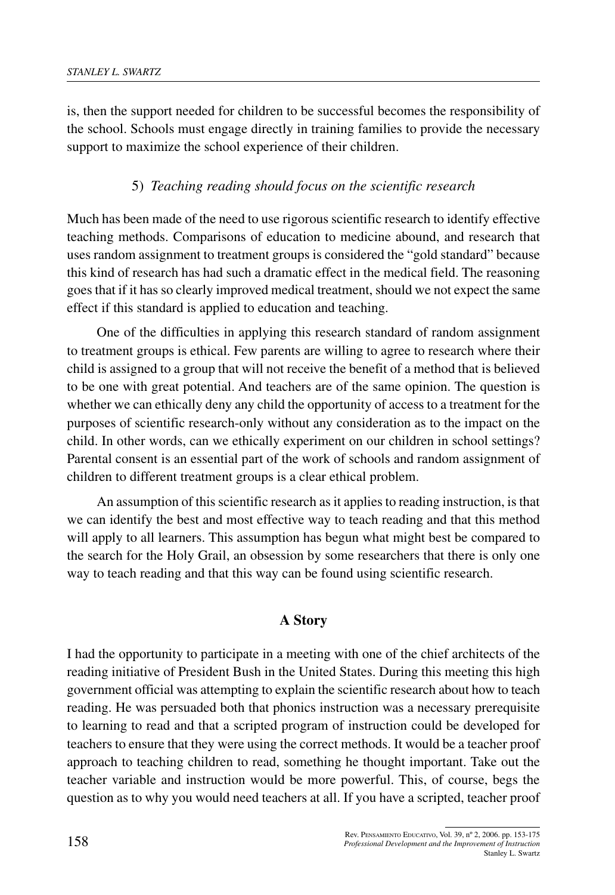is, then the support needed for children to be successful becomes the responsibility of the school. Schools must engage directly in training families to provide the necessary support to maximize the school experience of their children.

5) *Teaching reading should focus on the scientific research*

Much has been made of the need to use rigorous scientific research to identify effective teaching methods. Comparisons of education to medicine abound, and research that uses random assignment to treatment groups is considered the "gold standard" because this kind of research has had such a dramatic effect in the medical field. The reasoning goes that if it has so clearly improved medical treatment, should we not expect the same effect if this standard is applied to education and teaching.

One of the difficulties in applying this research standard of random assignment to treatment groups is ethical. Few parents are willing to agree to research where their child is assigned to a group that will not receive the benefit of a method that is believed to be one with great potential. And teachers are of the same opinion. The question is whether we can ethically deny any child the opportunity of access to a treatment for the purposes of scientific research-only without any consideration as to the impact on the child. In other words, can we ethically experiment on our children in school settings? Parental consent is an essential part of the work of schools and random assignment of children to different treatment groups is a clear ethical problem.

An assumption of this scientific research as it applies to reading instruction, is that we can identify the best and most effective way to teach reading and that this method will apply to all learners. This assumption has begun what might best be compared to the search for the Holy Grail, an obsession by some researchers that there is only one way to teach reading and that this way can be found using scientific research.

## A Story

I had the opportunity to participate in a meeting with one of the chief architects of the reading initiative of President Bush in the United States. During this meeting this high government official was attempting to explain the scientific research about how to teach reading. He was persuaded both that phonics instruction was a necessary prerequisite to learning to read and that a scripted program of instruction could be developed for teachers to ensure that they were using the correct methods. It would be a teacher proof approach to teaching children to read, something he thought important. Take out the teacher variable and instruction would be more powerful. This, of course, begs the question as to why you would need teachers at all. If you have a scripted, teacher proof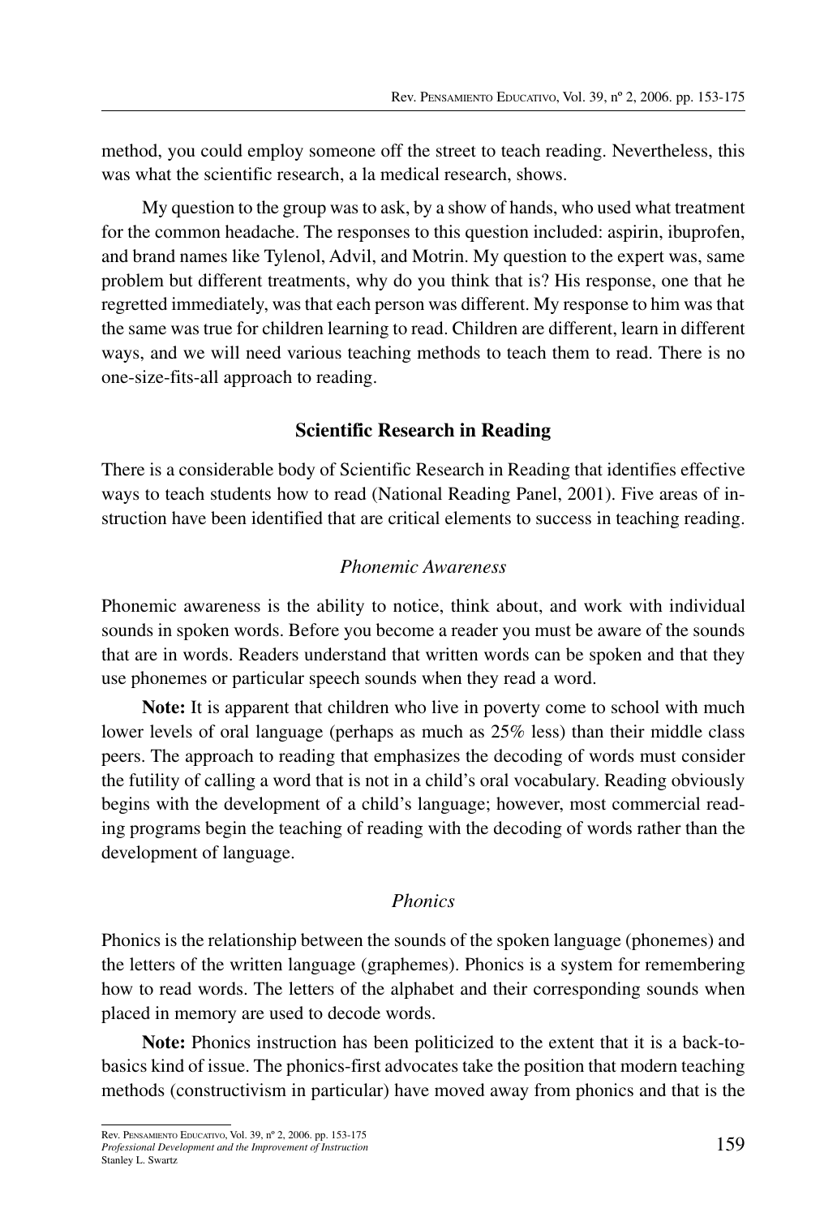method, you could employ someone off the street to teach reading. Nevertheless, this was what the scientific research, a la medical research, shows.

My question to the group was to ask, by a show of hands, who used what treatment for the common headache. The responses to this question included: aspirin, ibuprofen, and brand names like Tylenol, Advil, and Motrin. My question to the expert was, same problem but different treatments, why do you think that is? His response, one that he regretted immediately, was that each person was different. My response to him was that the same was true for children learning to read. Children are different, learn in different ways, and we will need various teaching methods to teach them to read. There is no one-size-fits-all approach to reading.

## Scientific Research in Reading

There is a considerable body of Scientific Research in Reading that identifies effective ways to teach students how to read (National Reading Panel, 2001). Five areas of instruction have been identified that are critical elements to success in teaching reading.

### *Phonemic Awareness*

Phonemic awareness is the ability to notice, think about, and work with individual sounds in spoken words. Before you become a reader you must be aware of the sounds that are in words. Readers understand that written words can be spoken and that they use phonemes or particular speech sounds when they read a word.

**Note:** It is apparent that children who live in poverty come to school with much lower levels of oral language (perhaps as much as 25% less) than their middle class peers. The approach to reading that emphasizes the decoding of words must consider the futility of calling a word that is not in a child's oral vocabulary. Reading obviously begins with the development of a child's language; however, most commercial reading programs begin the teaching of reading with the decoding of words rather than the development of language.

### *Phonics*

Phonics is the relationship between the sounds of the spoken language (phonemes) and the letters of the written language (graphemes). Phonics is a system for remembering how to read words. The letters of the alphabet and their corresponding sounds when placed in memory are used to decode words.

**Note:** Phonics instruction has been politicized to the extent that it is a back-to-basics kind of issue. The phonics-first advocates take the position that modern teaching methods (constructivism in particular) have moved away from phonics and that is the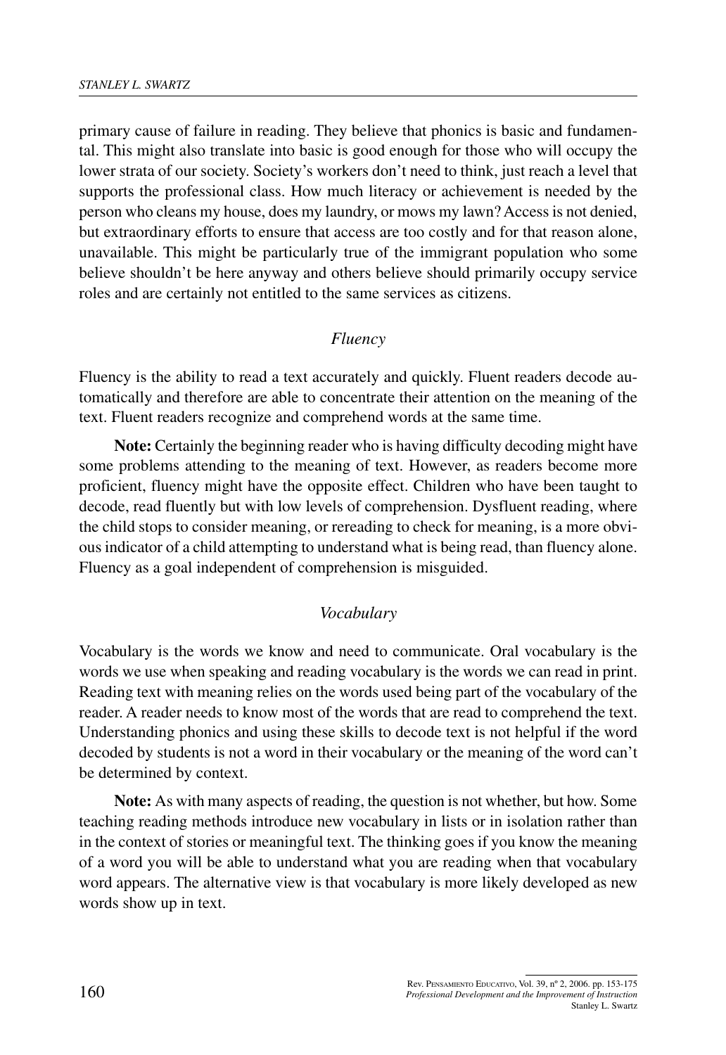primary cause of failure in reading. They believe that phonics is basic and fundamental. This might also translate into basic is good enough for those who will occupy the lower strata of our society. Society's workers don't need to think, just reach a level that supports the professional class. How much literacy or achievement is needed by the person who cleans my house, does my laundry, or mows my lawn? Access is not denied, but extraordinary efforts to ensure that access are too costly and for that reason alone, unavailable. This might be particularly true of the immigrant population who some believe shouldn't be here anyway and others believe should primarily occupy service roles and are certainly not entitled to the same services as citizens.

### *Fluency*

Fluency is the ability to read a text accurately and quickly. Fluent readers decode automatically and therefore are able to concentrate their attention on the meaning of the text. Fluent readers recognize and comprehend words at the same time.

**Note:** Certainly the beginning reader who is having difficulty decoding might have some problems attending to the meaning of text. However, as readers become more proficient, fluency might have the opposite effect. Children who have been taught to decode, read fluently but with low levels of comprehension. Dysfluent reading, where the child stops to consider meaning, or rereading to check for meaning, is a more obvious indicator of a child attempting to understand what is being read, than fluency alone. Fluency as a goal independent of comprehension is misguided.

### *Vocabulary*

Vocabulary is the words we know and need to communicate. Oral vocabulary is the words we use when speaking and reading vocabulary is the words we can read in print. Reading text with meaning relies on the words used being part of the vocabulary of the reader. A reader needs to know most of the words that are read to comprehend the text. Understanding phonics and using these skills to decode text is not helpful if the word decoded by students is not a word in their vocabulary or the meaning of the word can't be determined by context.

**Note:** As with many aspects of reading, the question is not whether, but how. Some teaching reading methods introduce new vocabulary in lists or in isolation rather than in the context of stories or meaningful text. The thinking goes if you know the meaning of a word you will be able to understand what you are reading when that vocabulary word appears. The alternative view is that vocabulary is more likely developed as new words show up in text.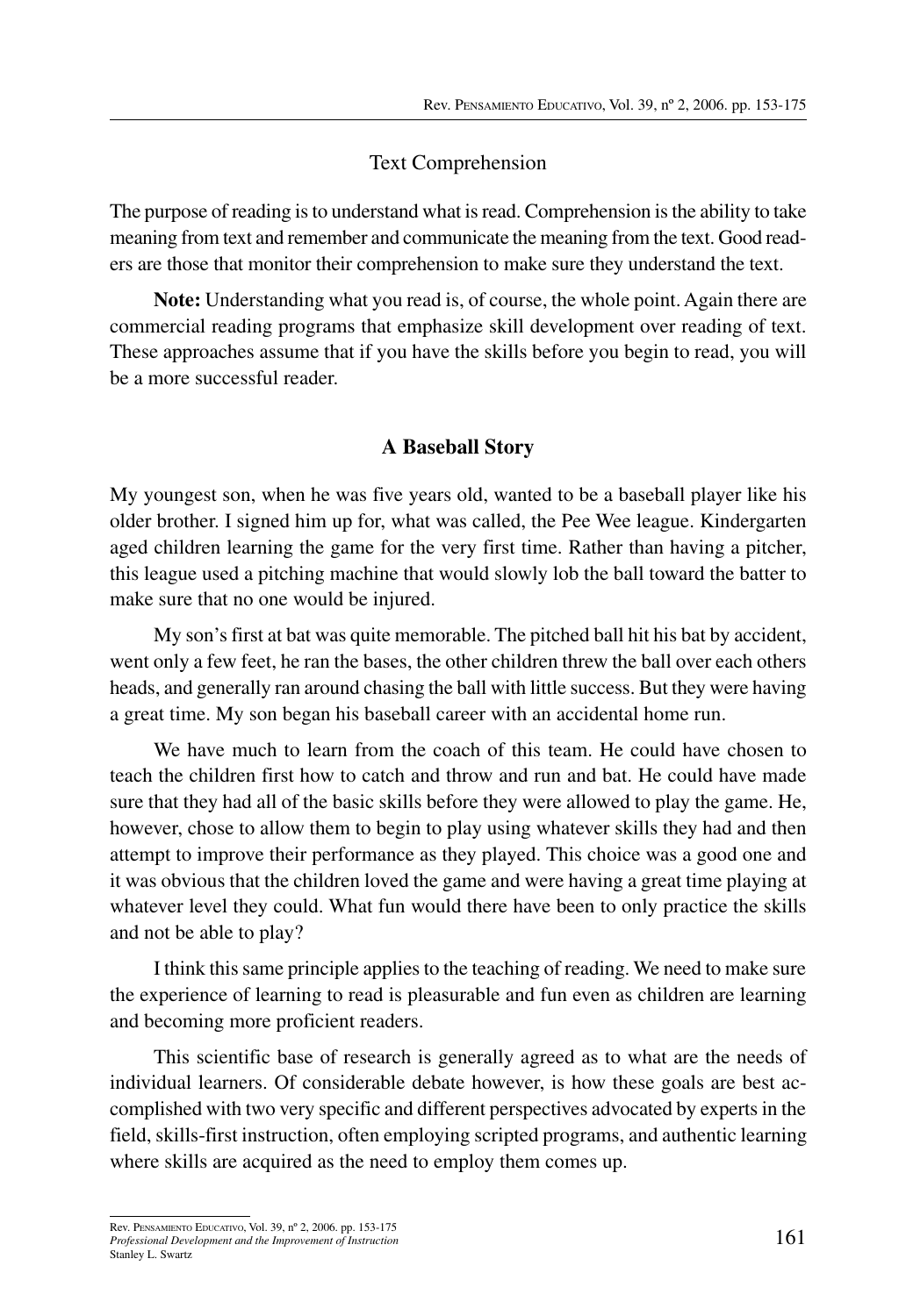## Text Comprehension

The purpose of reading is to understand what is read. Comprehension is the ability to take meaning from text and remember and communicate the meaning from the text. Good readers are those that monitor their comprehension to make sure they understand the text.

**Note:** Understanding what you read is, of course, the whole point. Again there are commercial reading programs that emphasize skill development over reading of text. These approaches assume that if you have the skills before you begin to read, you will be a more successful reader.

### A Baseball Story

My youngest son, when he was five years old, wanted to be a baseball player like his older brother. I signed him up for, what was called, the Pee Wee league. Kindergarten aged children learning the game for the very first time. Rather than having a pitcher, this league used a pitching machine that would slowly lob the ball toward the batter to make sure that no one would be injured.

My son's first at bat was quite memorable. The pitched ball hit his bat by accident, went only a few feet, he ran the bases, the other children threw the ball over each others heads, and generally ran around chasing the ball with little success. But they were having a great time. My son began his baseball career with an accidental home run.

We have much to learn from the coach of this team. He could have chosen to teach the children first how to catch and throw and run and bat. He could have made sure that they had all of the basic skills before they were allowed to play the game. He, however, chose to allow them to begin to play using whatever skills they had and then attempt to improve their performance as they played. This choice was a good one and it was obvious that the children loved the game and were having a great time playing at whatever level they could. What fun would there have been to only practice the skills and not be able to play?

I think this same principle applies to the teaching of reading. We need to make sure the experience of learning to read is pleasurable and fun even as children are learning and becoming more proficient readers.

This scientific base of research is generally agreed as to what are the needs of individual learners. Of considerable debate however, is how these goals are best accomplished with two very specific and different perspectives advocated by experts in the field, skills-first instruction, often employing scripted programs, and authentic learning where skills are acquired as the need to employ them comes up.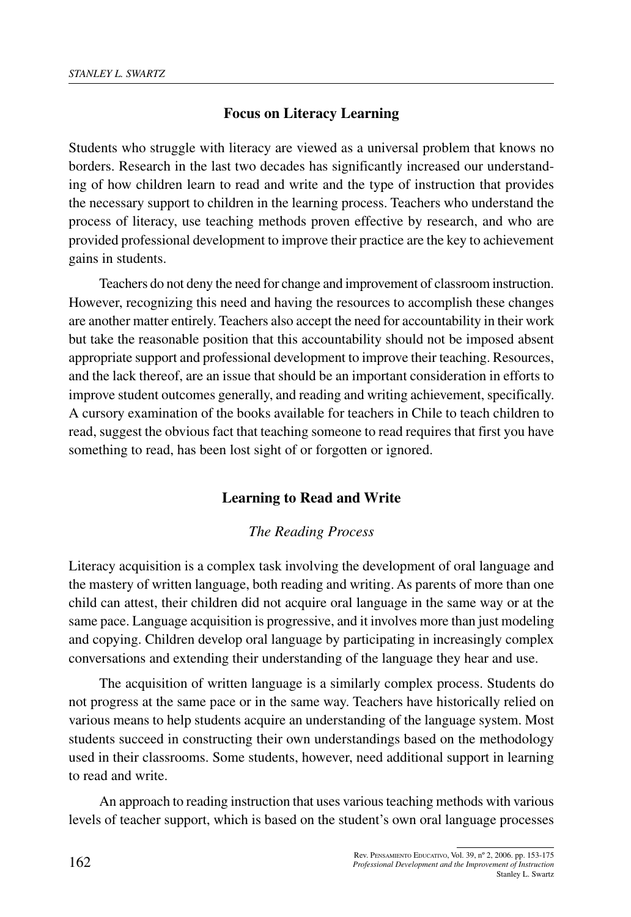## Focus on Literacy Learning

Students who struggle with literacy are viewed as a universal problem that knows no borders. Research in the last two decades has significantly increased our understanding of how children learn to read and write and the type of instruction that provides the necessary support to children in the learning process. Teachers who understand the process of literacy, use teaching methods proven effective by research, and who are provided professional development to improve their practice are the key to achievement gains in students.

Teachers do not deny the need for change and improvement of classroom instruction. However, recognizing this need and having the resources to accomplish these changes are another matter entirely. Teachers also accept the need for accountability in their work but take the reasonable position that this accountability should not be imposed absent appropriate support and professional development to improve their teaching. Resources, and the lack thereof, are an issue that should be an important consideration in efforts to improve student outcomes generally, and reading and writing achievement, specifically. A cursory examination of the books available for teachers in Chile to teach children to read, suggest the obvious fact that teaching someone to read requires that first you have something to read, has been lost sight of or forgotten or ignored.

## Learning to Read and Write

### *The Reading Process*

Literacy acquisition is a complex task involving the development of oral language and the mastery of written language, both reading and writing. As parents of more than one child can attest, their children did not acquire oral language in the same way or at the same pace. Language acquisition is progressive, and it involves more than just modeling and copying. Children develop oral language by participating in increasingly complex conversations and extending their understanding of the language they hear and use.

The acquisition of written language is a similarly complex process. Students do not progress at the same pace or in the same way. Teachers have historically relied on various means to help students acquire an understanding of the language system. Most students succeed in constructing their own understandings based on the methodology used in their classrooms. Some students, however, need additional support in learning to read and write.

An approach to reading instruction that uses various teaching methods with various levels of teacher support, which is based on the student's own oral language processes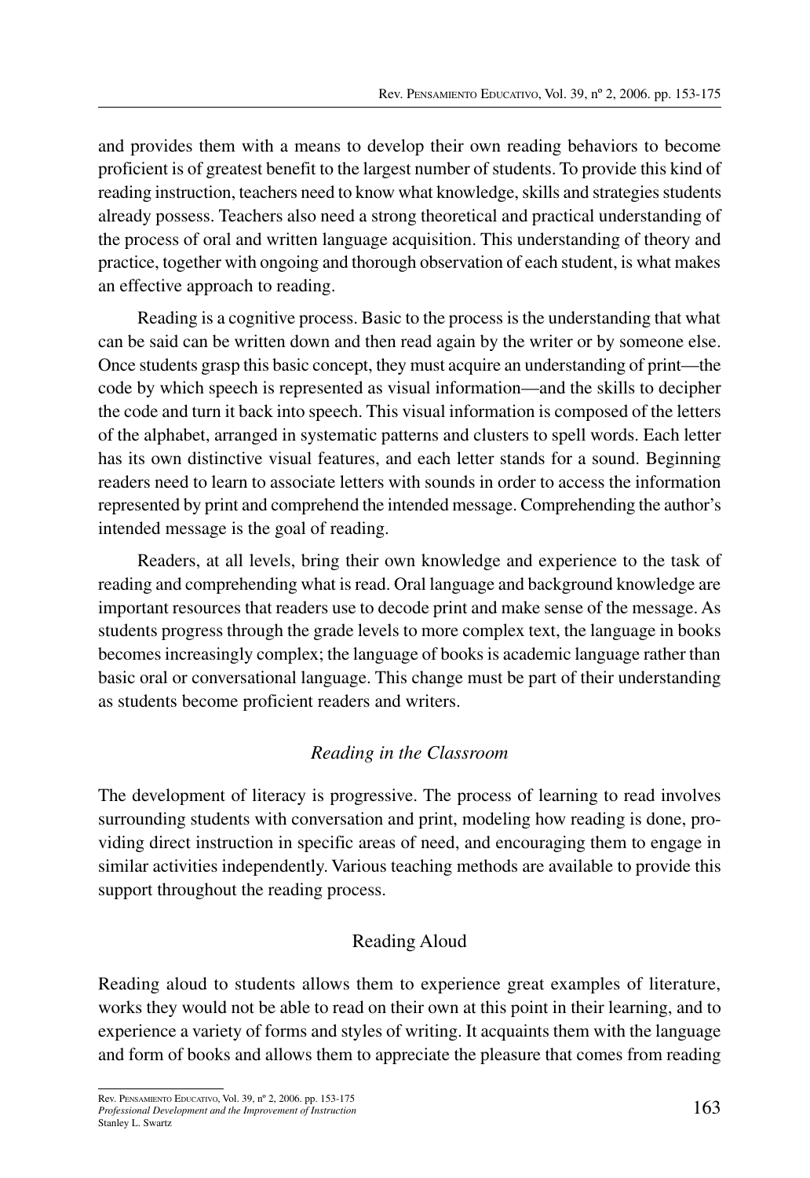and provides them with a means to develop their own reading behaviors to become proficient is of greatest benefit to the largest number of students. To provide this kind of reading instruction, teachers need to know what knowledge, skills and strategies students already possess. Teachers also need a strong theoretical and practical understanding of the process of oral and written language acquisition. This understanding of theory and practice, together with ongoing and thorough observation of each student, is what makes an effective approach to reading.

Reading is a cognitive process. Basic to the process is the understanding that what can be said can be written down and then read again by the writer or by someone else. Once students grasp this basic concept, they must acquire an understanding of print—the code by which speech is represented as visual information—and the skills to decipher the code and turn it back into speech. This visual information is composed of the letters of the alphabet, arranged in systematic patterns and clusters to spell words. Each letter has its own distinctive visual features, and each letter stands for a sound. Beginning readers need to learn to associate letters with sounds in order to access the information represented by print and comprehend the intended message. Comprehending the author's intended message is the goal of reading.

Readers, at all levels, bring their own knowledge and experience to the task of reading and comprehending what is read. Oral language and background knowledge are important resources that readers use to decode print and make sense of the message. As students progress through the grade levels to more complex text, the language in books becomes increasingly complex; the language of books is academic language rather than basic oral or conversational language. This change must be part of their understanding as students become proficient readers and writers.

## *Reading in the Classroom*

The development of literacy is progressive. The process of learning to read involves surrounding students with conversation and print, modeling how reading is done, providing direct instruction in specific areas of need, and encouraging them to engage in similar activities independently. Various teaching methods are available to provide this support throughout the reading process.

### Reading Aloud

Reading aloud to students allows them to experience great examples of literature, works they would not be able to read on their own at this point in their learning, and to experience a variety of forms and styles of writing. It acquaints them with the language and form of books and allows them to appreciate the pleasure that comes from reading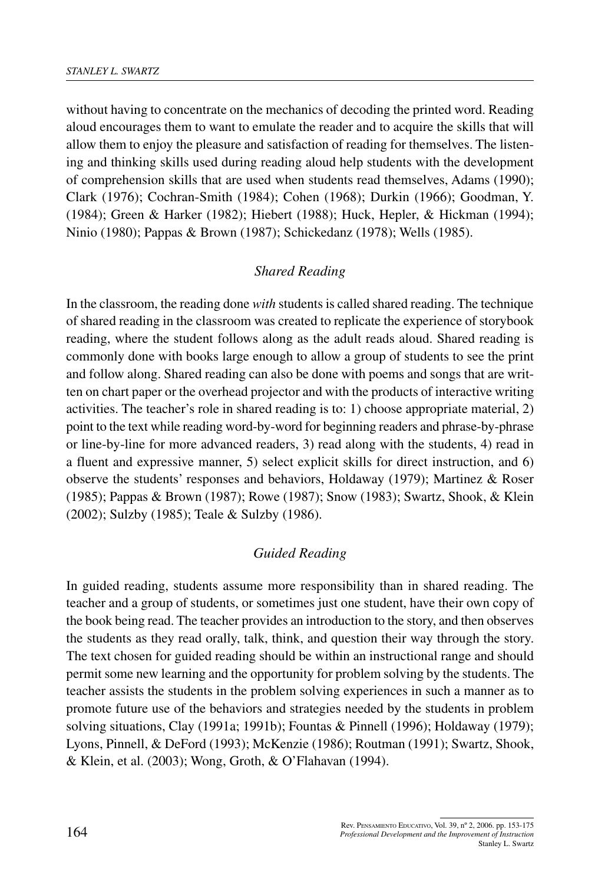without having to concentrate on the mechanics of decoding the printed word. Reading aloud encourages them to want to emulate the reader and to acquire the skills that will allow them to enjoy the pleasure and satisfaction of reading for themselves. The listening and thinking skills used during reading aloud help students with the development of comprehension skills that are used when students read themselves, Adams (1990); Clark (1976); Cochran-Smith (1984); Cohen (1968); Durkin (1966); Goodman, Y. (1984); Green & Harker (1982); Hiebert (1988); Huck, Hepler, & Hickman (1994); Ninio (1980); Pappas & Brown (1987); Schickedanz (1978); Wells (1985).

### *Shared Reading*

In the classroom, the reading done *with* students is called shared reading. The technique of shared reading in the classroom was created to replicate the experience of storybook reading, where the student follows along as the adult reads aloud. Shared reading is commonly done with books large enough to allow a group of students to see the print and follow along. Shared reading can also be done with poems and songs that are written on chart paper or the overhead projector and with the products of interactive writing activities. The teacher's role in shared reading is to: 1) choose appropriate material, 2) point to the text while reading word-by-word for beginning readers and phrase-by-phrase or line-by-line for more advanced readers, 3) read along with the students, 4) read in a fluent and expressive manner, 5) select explicit skills for direct instruction, and 6) observe the students' responses and behaviors, Holdaway (1979); Martinez & Roser (1985); Pappas & Brown (1987); Rowe (1987); Snow (1983); Swartz, Shook, & Klein (2002); Sulzby (1985); Teale & Sulzby (1986).

### *Guided Reading*

In guided reading, students assume more responsibility than in shared reading. The teacher and a group of students, or sometimes just one student, have their own copy of the book being read. The teacher provides an introduction to the story, and then observes the students as they read orally, talk, think, and question their way through the story. The text chosen for guided reading should be within an instructional range and should permit some new learning and the opportunity for problem solving by the students. The teacher assists the students in the problem solving experiences in such a manner as to promote future use of the behaviors and strategies needed by the students in problem solving situations, Clay (1991a; 1991b); Fountas & Pinnell (1996); Holdaway (1979); Lyons, Pinnell, & DeFord (1993); McKenzie (1986); Routman (1991); Swartz, Shook, & Klein, et al. (2003); Wong, Groth, & O'Flahavan (1994).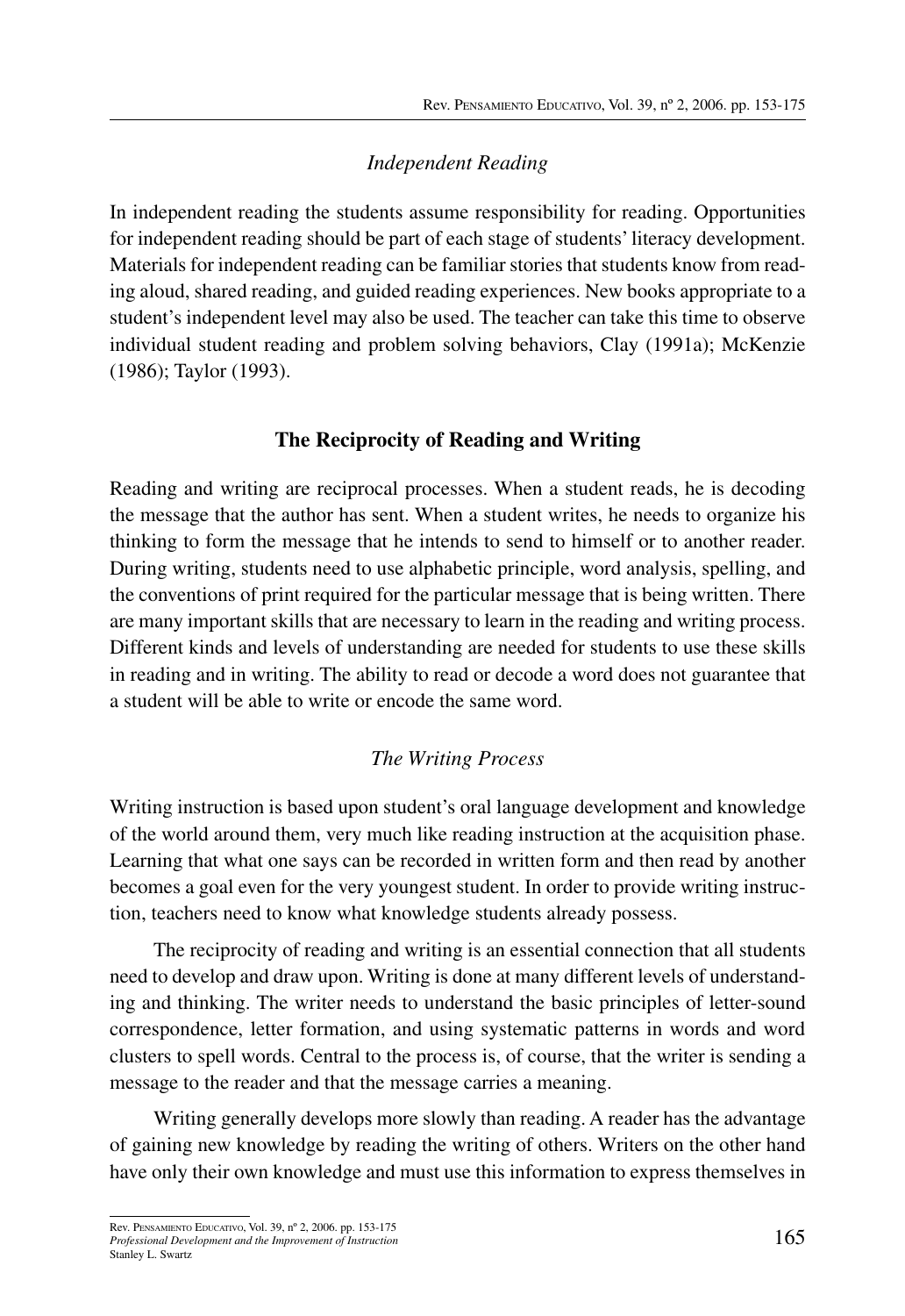### *Independent Reading*

In independent reading the students assume responsibility for reading. Opportunities for independent reading should be part of each stage of students' literacy development. Materials for independent reading can be familiar stories that students know from reading aloud, shared reading, and guided reading experiences. New books appropriate to a student's independent level may also be used. The teacher can take this time to observe individual student reading and problem solving behaviors, Clay (1991a); McKenzie (1986); Taylor (1993).

## The Reciprocity of Reading and Writing

Reading and writing are reciprocal processes. When a student reads, he is decoding the message that the author has sent. When a student writes, he needs to organize his thinking to form the message that he intends to send to himself or to another reader. During writing, students need to use alphabetic principle, word analysis, spelling, and the conventions of print required for the particular message that is being written. There are many important skills that are necessary to learn in the reading and writing process. Different kinds and levels of understanding are needed for students to use these skills in reading and in writing. The ability to read or decode a word does not guarantee that a student will be able to write or encode the same word.

### *The Writing Process*

Writing instruction is based upon student's oral language development and knowledge of the world around them, very much like reading instruction at the acquisition phase. Learning that what one says can be recorded in written form and then read by another becomes a goal even for the very youngest student. In order to provide writing instruction, teachers need to know what knowledge students already possess.

The reciprocity of reading and writing is an essential connection that all students need to develop and draw upon. Writing is done at many different levels of understanding and thinking. The writer needs to understand the basic principles of letter-sound correspondence, letter formation, and using systematic patterns in words and word clusters to spell words. Central to the process is, of course, that the writer is sending a message to the reader and that the message carries a meaning.

Writing generally develops more slowly than reading. A reader has the advantage of gaining new knowledge by reading the writing of others. Writers on the other hand have only their own knowledge and must use this information to express themselves in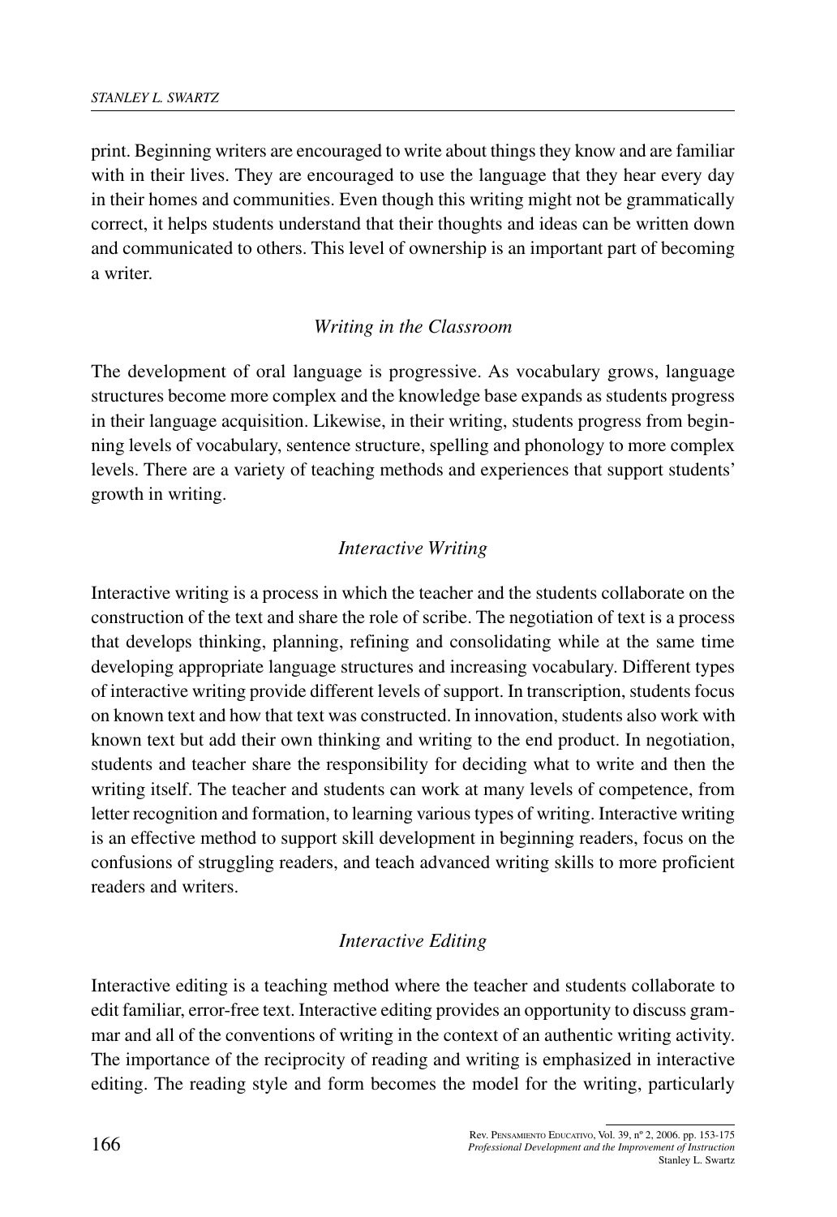print. Beginning writers are encouraged to write about things they know and are familiar with in their lives. They are encouraged to use the language that they hear every day in their homes and communities. Even though this writing might not be grammatically correct, it helps students understand that their thoughts and ideas can be written down and communicated to others. This level of ownership is an important part of becoming a writer.

### *Writing in the Classroom*

The development of oral language is progressive. As vocabulary grows, language structures become more complex and the knowledge base expands as students progress in their language acquisition. Likewise, in their writing, students progress from beginning levels of vocabulary, sentence structure, spelling and phonology to more complex levels. There are a variety of teaching methods and experiences that support students' growth in writing.

### *Interactive Writing*

Interactive writing is a process in which the teacher and the students collaborate on the construction of the text and share the role of scribe. The negotiation of text is a process that develops thinking, planning, refining and consolidating while at the same time developing appropriate language structures and increasing vocabulary. Different types of interactive writing provide different levels of support. In transcription, students focus on known text and how that text was constructed. In innovation, students also work with known text but add their own thinking and writing to the end product. In negotiation, students and teacher share the responsibility for deciding what to write and then the writing itself. The teacher and students can work at many levels of competence, from letter recognition and formation, to learning various types of writing. Interactive writing is an effective method to support skill development in beginning readers, focus on the confusions of struggling readers, and teach advanced writing skills to more proficient readers and writers.

### *Interactive Editing*

Interactive editing is a teaching method where the teacher and students collaborate to edit familiar, error-free text. Interactive editing provides an opportunity to discuss grammar and all of the conventions of writing in the context of an authentic writing activity. The importance of the reciprocity of reading and writing is emphasized in interactive editing. The reading style and form becomes the model for the writing, particularly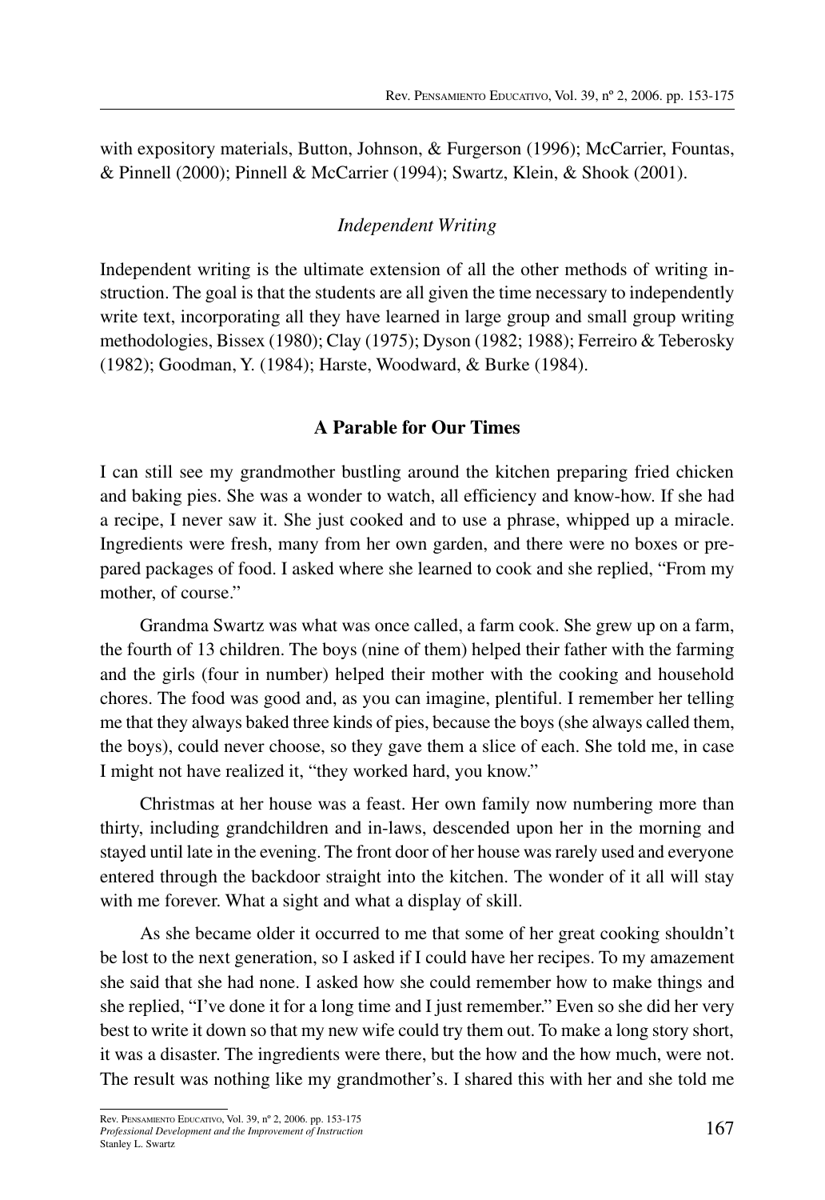with expository materials, Button, Johnson, & Furgerson (1996); McCarrier, Fountas, & Pinnell (2000); Pinnell & McCarrier (1994); Swartz, Klein, & Shook (2001).

### *Independent Writing*

Independent writing is the ultimate extension of all the other methods of writing instruction. The goal is that the students are all given the time necessary to independently write text, incorporating all they have learned in large group and small group writing methodologies, Bissex (1980); Clay (1975); Dyson (1982; 1988); Ferreiro & Teberosky (1982); Goodman, Y. (1984); Harste, Woodward, & Burke (1984).

## A Parable for Our Times

I can still see my grandmother bustling around the kitchen preparing fried chicken and baking pies. She was a wonder to watch, all efficiency and know-how. If she had a recipe, I never saw it. She just cooked and to use a phrase, whipped up a miracle. Ingredients were fresh, many from her own garden, and there were no boxes or prepared packages of food. I asked where she learned to cook and she replied, "From my mother, of course."

Grandma Swartz was what was once called, a farm cook. She grew up on a farm, the fourth of 13 children. The boys (nine of them) helped their father with the farming and the girls (four in number) helped their mother with the cooking and household chores. The food was good and, as you can imagine, plentiful. I remember her telling me that they always baked three kinds of pies, because the boys (she always called them, the boys), could never choose, so they gave them a slice of each. She told me, in case I might not have realized it, "they worked hard, you know."

Christmas at her house was a feast. Her own family now numbering more than thirty, including grandchildren and in-laws, descended upon her in the morning and stayed until late in the evening. The front door of her house was rarely used and everyone entered through the backdoor straight into the kitchen. The wonder of it all will stay with me forever. What a sight and what a display of skill.

As she became older it occurred to me that some of her great cooking shouldn't be lost to the next generation, so I asked if I could have her recipes. To my amazement she said that she had none. I asked how she could remember how to make things and she replied, "I've done it for a long time and I just remember." Even so she did her very best to write it down so that my new wife could try them out. To make a long story short, it was a disaster. The ingredients were there, but the how and the how much, were not. The result was nothing like my grandmother's. I shared this with her and she told me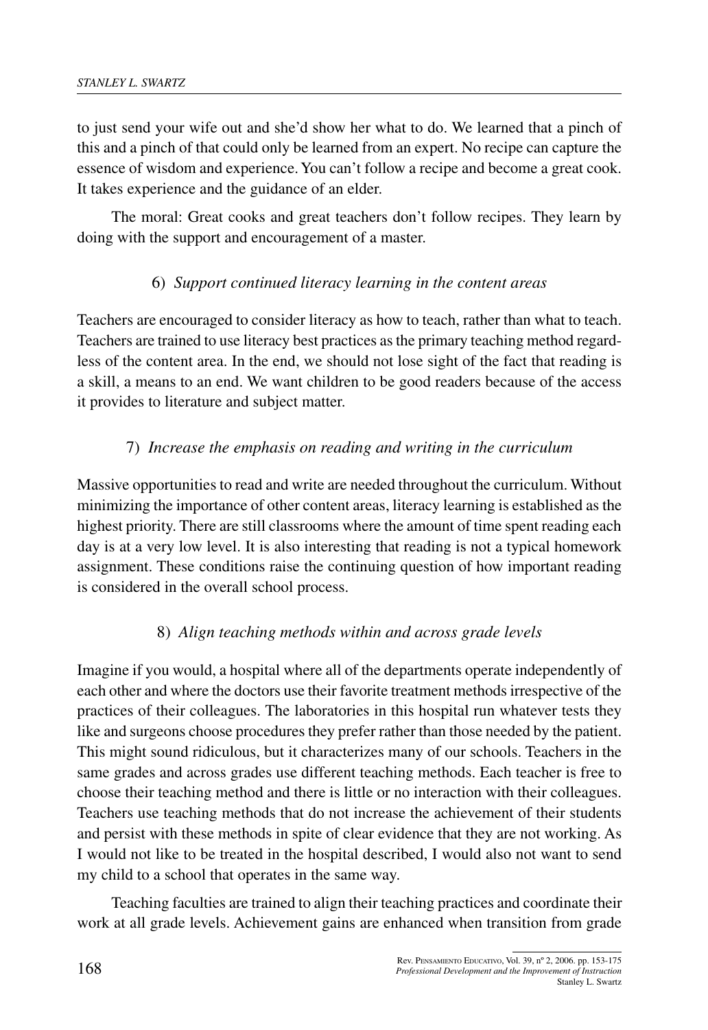to just send your wife out and she'd show her what to do. We learned that a pinch of this and a pinch of that could only be learned from an expert. No recipe can capture the essence of wisdom and experience. You can't follow a recipe and become a great cook. It takes experience and the guidance of an elder.

The moral: Great cooks and great teachers don't follow recipes. They learn by doing with the support and encouragement of a master.

### 6) *Support continued literacy learning in the content areas*

Teachers are encouraged to consider literacy as how to teach, rather than what to teach. Teachers are trained to use literacy best practices as the primary teaching method regardless of the content area. In the end, we should not lose sight of the fact that reading is a skill, a means to an end. We want children to be good readers because of the access it provides to literature and subject matter.

### 7) *Increase the emphasis on reading and writing in the curriculum*

Massive opportunities to read and write are needed throughout the curriculum. Without minimizing the importance of other content areas, literacy learning is established as the highest priority. There are still classrooms where the amount of time spent reading each day is at a very low level. It is also interesting that reading is not a typical homework assignment. These conditions raise the continuing question of how important reading is considered in the overall school process.

### 8) *Align teaching methods within and across grade levels*

Imagine if you would, a hospital where all of the departments operate independently of each other and where the doctors use their favorite treatment methods irrespective of the practices of their colleagues. The laboratories in this hospital run whatever tests they like and surgeons choose procedures they prefer rather than those needed by the patient. This might sound ridiculous, but it characterizes many of our schools. Teachers in the same grades and across grades use different teaching methods. Each teacher is free to choose their teaching method and there is little or no interaction with their colleagues. Teachers use teaching methods that do not increase the achievement of their students and persist with these methods in spite of clear evidence that they are not working. As I would not like to be treated in the hospital described, I would also not want to send my child to a school that operates in the same way.

Teaching faculties are trained to align their teaching practices and coordinate their work at all grade levels. Achievement gains are enhanced when transition from grade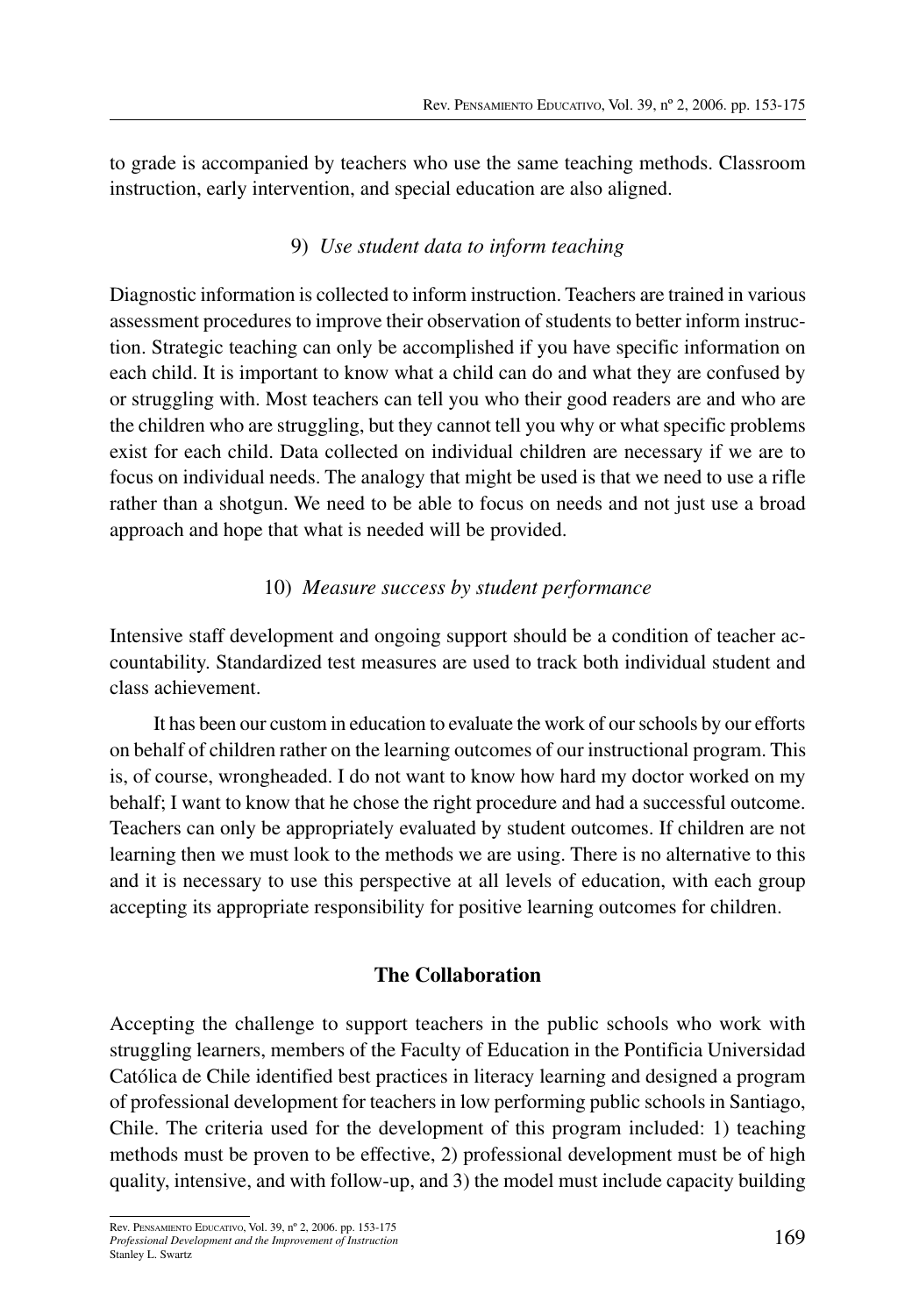to grade is accompanied by teachers who use the same teaching methods. Classroom instruction, early intervention, and special education are also aligned.

### 9) *Use student data to inform teaching*

Diagnostic information is collected to inform instruction. Teachers are trained in various assessment procedures to improve their observation of students to better inform instruction. Strategic teaching can only be accomplished if you have specific information on each child. It is important to know what a child can do and what they are confused by or struggling with. Most teachers can tell you who their good readers are and who are the children who are struggling, but they cannot tell you why or what specific problems exist for each child. Data collected on individual children are necessary if we are to focus on individual needs. The analogy that might be used is that we need to use a rifle rather than a shotgun. We need to be able to focus on needs and not just use a broad approach and hope that what is needed will be provided.

### 10) *Measure success by student performance*

Intensive staff development and ongoing support should be a condition of teacher accountability. Standardized test measures are used to track both individual student and class achievement.

It has been our custom in education to evaluate the work of our schools by our efforts on behalf of children rather on the learning outcomes of our instructional program. This is, of course, wrongheaded. I do not want to know how hard my doctor worked on my behalf; I want to know that he chose the right procedure and had a successful outcome. Teachers can only be appropriately evaluated by student outcomes. If children are not learning then we must look to the methods we are using. There is no alternative to this and it is necessary to use this perspective at all levels of education, with each group accepting its appropriate responsibility for positive learning outcomes for children.

## The Collaboration

Accepting the challenge to support teachers in the public schools who work with struggling learners, members of the Faculty of Education in the Pontificia Universidad Católica de Chile identified best practices in literacy learning and designed a program of professional development for teachers in low performing public schools in Santiago, Chile. The criteria used for the development of this program included: 1) teaching methods must be proven to be effective, 2) professional development must be of high quality, intensive, and with follow-up, and 3) the model must include capacity building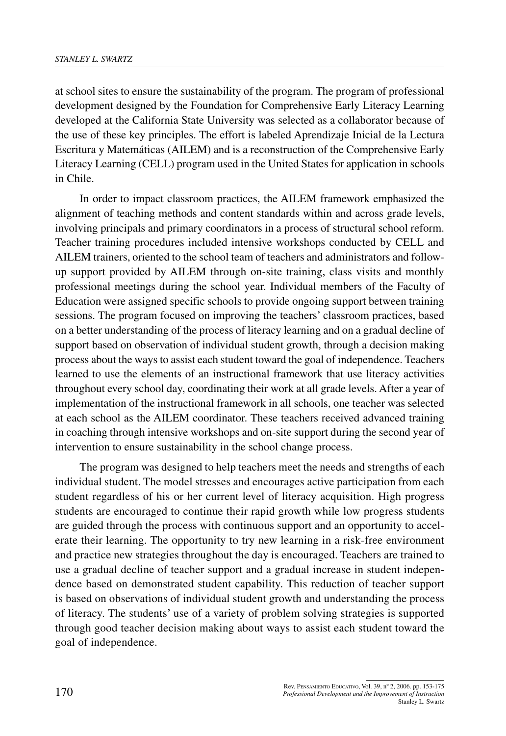at school sites to ensure the sustainability of the program. The program of professional development designed by the Foundation for Comprehensive Early Literacy Learning developed at the California State University was selected as a collaborator because of the use of these key principles. The effort is labeled Aprendizaje Inicial de la Lectura Escritura y Matemáticas (AILEM) and is a reconstruction of the Comprehensive Early Literacy Learning (CELL) program used in the United States for application in schools in Chile.

In order to impact classroom practices, the AILEM framework emphasized the alignment of teaching methods and content standards within and across grade levels, involving principals and primary coordinators in a process of structural school reform. Teacher training procedures included intensive workshops conducted by CELL and AILEM trainers, oriented to the school team of teachers and administrators and follow-up support provided by AILEM through on-site training, class visits and monthly professional meetings during the school year. Individual members of the Faculty of Education were assigned specific schools to provide ongoing support between training sessions. The program focused on improving the teachers' classroom practices, based on a better understanding of the process of literacy learning and on a gradual decline of support based on observation of individual student growth, through a decision making process about the ways to assist each student toward the goal of independence. Teachers learned to use the elements of an instructional framework that use literacy activities throughout every school day, coordinating their work at all grade levels. After a year of implementation of the instructional framework in all schools, one teacher was selected at each school as the AILEM coordinator. These teachers received advanced training in coaching through intensive workshops and on-site support during the second year of intervention to ensure sustainability in the school change process.

The program was designed to help teachers meet the needs and strengths of each individual student. The model stresses and encourages active participation from each student regardless of his or her current level of literacy acquisition. High progress students are encouraged to continue their rapid growth while low progress students are guided through the process with continuous support and an opportunity to accelerate their learning. The opportunity to try new learning in a risk-free environment and practice new strategies throughout the day is encouraged. Teachers are trained to use a gradual decline of teacher support and a gradual increase in student independence based on demonstrated student capability. This reduction of teacher support is based on observations of individual student growth and understanding the process of literacy. The students' use of a variety of problem solving strategies is supported through good teacher decision making about ways to assist each student toward the goal of independence.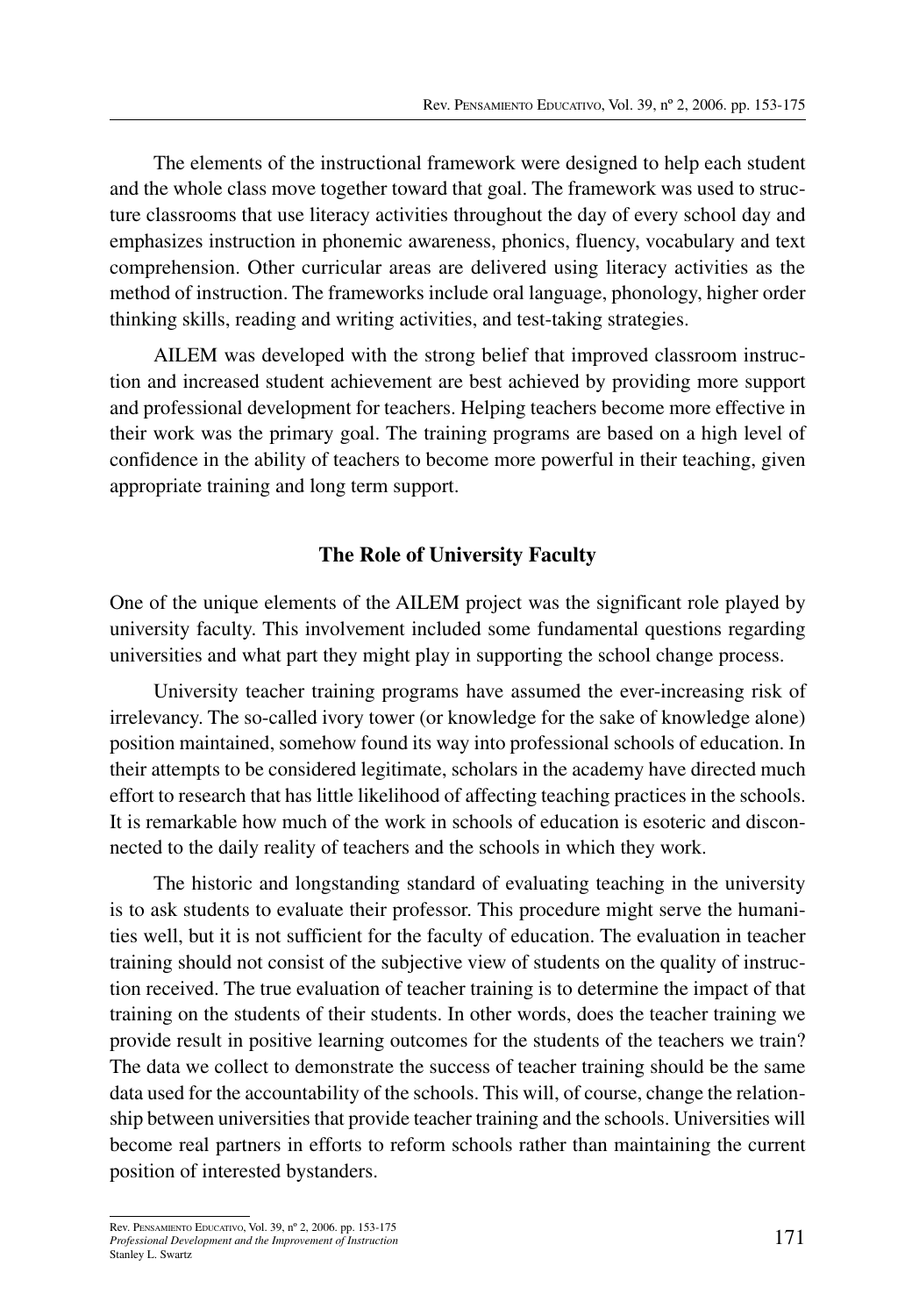The elements of the instructional framework were designed to help each student and the whole class move together toward that goal. The framework was used to structure classrooms that use literacy activities throughout the day of every school day and emphasizes instruction in phonemic awareness, phonics, fluency, vocabulary and text comprehension. Other curricular areas are delivered using literacy activities as the method of instruction. The frameworks include oral language, phonology, higher order thinking skills, reading and writing activities, and test-taking strategies.

AILEM was developed with the strong belief that improved classroom instruction and increased student achievement are best achieved by providing more support and professional development for teachers. Helping teachers become more effective in their work was the primary goal. The training programs are based on a high level of confidence in the ability of teachers to become more powerful in their teaching, given appropriate training and long term support.

### The Role of University Faculty

One of the unique elements of the AILEM project was the significant role played by university faculty. This involvement included some fundamental questions regarding universities and what part they might play in supporting the school change process.

University teacher training programs have assumed the ever-increasing risk of irrelevancy. The so-called ivory tower (or knowledge for the sake of knowledge alone) position maintained, somehow found its way into professional schools of education. In their attempts to be considered legitimate, scholars in the academy have directed much effort to research that has little likelihood of affecting teaching practices in the schools. It is remarkable how much of the work in schools of education is esoteric and disconnected to the daily reality of teachers and the schools in which they work.

The historic and longstanding standard of evaluating teaching in the university is to ask students to evaluate their professor. This procedure might serve the humanities well, but it is not sufficient for the faculty of education. The evaluation in teacher training should not consist of the subjective view of students on the quality of instruction received. The true evaluation of teacher training is to determine the impact of that training on the students of their students. In other words, does the teacher training we provide result in positive learning outcomes for the students of the teachers we train? The data we collect to demonstrate the success of teacher training should be the same data used for the accountability of the schools. This will, of course, change the relationship between universities that provide teacher training and the schools. Universities will become real partners in efforts to reform schools rather than maintaining the current position of interested bystanders.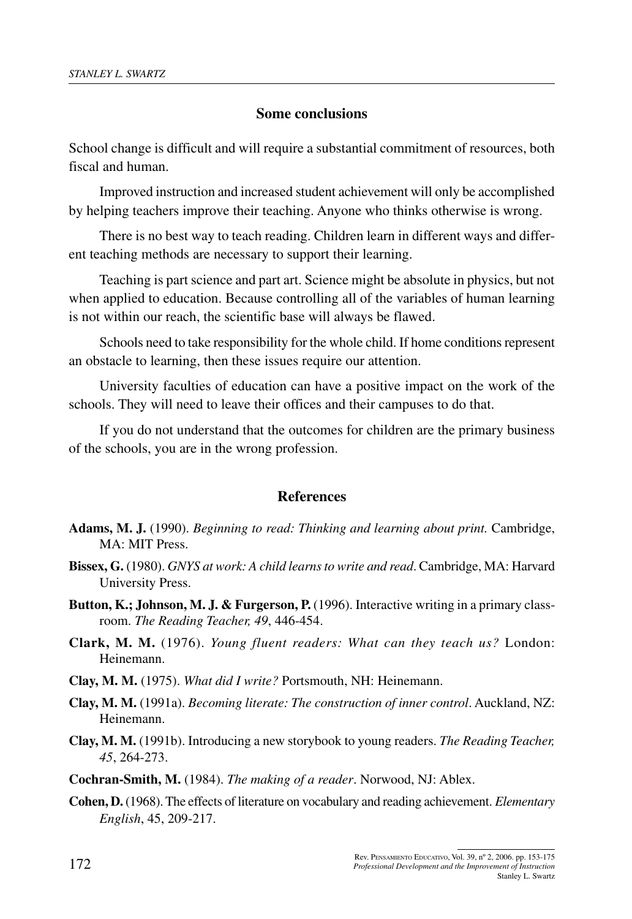## Some conclusions

School change is difficult and will require a substantial commitment of resources, both fiscal and human.

Improved instruction and increased student achievement will only be accomplished by helping teachers improve their teaching. Anyone who thinks otherwise is wrong.

There is no best way to teach reading. Children learn in different ways and different teaching methods are necessary to support their learning.

Teaching is part science and part art. Science might be absolute in physics, but not when applied to education. Because controlling all of the variables of human learning is not within our reach, the scientific base will always be flawed.

Schools need to take responsibility for the whole child. If home conditions represent an obstacle to learning, then these issues require our attention.

University faculties of education can have a positive impact on the work of the schools. They will need to leave their offices and their campuses to do that.

If you do not understand that the outcomes for children are the primary business of the schools, you are in the wrong profession.

## References

**Adams, M. J.** (1990). *Beginning to read: Thinking and learning about print.* Cambridge, MA: MIT Press.

**Bissex, G.** (1980). *GNYS at work: A child learns to write and read*. Cambridge, MA: Harvard University Press.

**Button, K.; Johnson, M. J. & Furgerson, P.** (1996). Interactive writing in a primary classroom. *The Reading Teacher, 49*, 446-454.

**Clark, M. M.** (1976). *Young fluent readers: What can they teach us?* London: Heinemann.

**Clay, M. M.** (1975). *What did I write?* Portsmouth, NH: Heinemann.

**Clay, M. M.** (1991a). *Becoming literate: The construction of inner control*. Auckland, NZ: Heinemann.

**Clay, M. M.** (1991b). Introducing a new storybook to young readers. *The Reading Teacher, 45*, 264-273.

**Cochran-Smith, M.** (1984). *The making of a reader*. Norwood, NJ: Ablex.

**Cohen, D.** (1968). The effects of literature on vocabulary and reading achievement. *Elementary English*, 45, 209-217.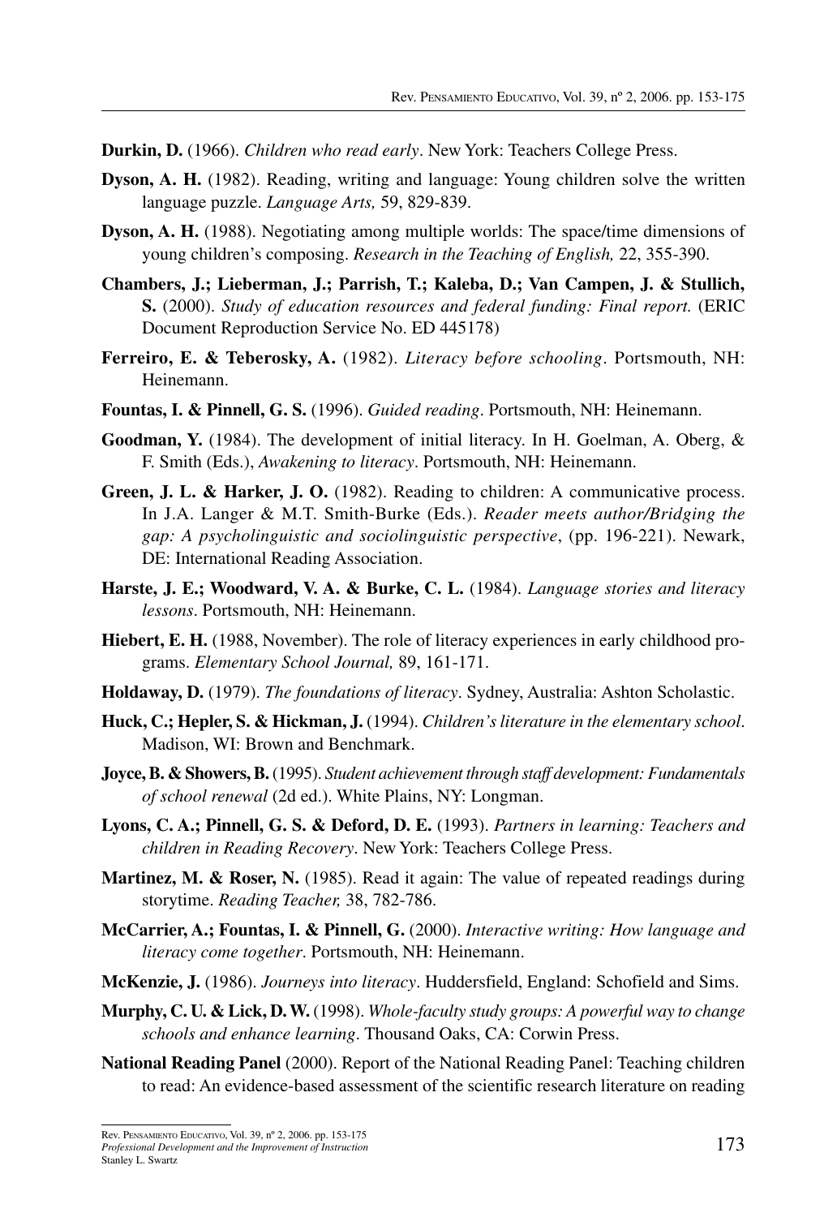**Durkin, D.** (1966). *Children who read early*. New York: Teachers College Press.

**Dyson, A. H.** (1982). Reading, writing and language: Young children solve the written language puzzle. *Language Arts,* 59, 829-839.

**Dyson, A. H.** (1988). Negotiating among multiple worlds: The space/time dimensions of young children's composing. *Research in the Teaching of English,* 22, 355-390.

**Chambers, J.; Lieberman, J.; Parrish, T.; Kaleba, D.; Van Campen, J. & Stullich, S.** (2000). *Study of education resources and federal funding: Final report.* (ERIC Document Reproduction Service No. ED 445178)

**Ferreiro, E. & Teberosky, A.** (1982). *Literacy before schooling*. Portsmouth, NH: Heinemann.

**Fountas, I. & Pinnell, G. S.** (1996). *Guided reading*. Portsmouth, NH: Heinemann.

**Goodman, Y.** (1984). The development of initial literacy. In H. Goelman, A. Oberg, & F. Smith (Eds.), *Awakening to literacy*. Portsmouth, NH: Heinemann.

**Green, J. L. & Harker, J. O.** (1982). Reading to children: A communicative process. In J.A. Langer & M.T. Smith-Burke (Eds.). *Reader meets author/Bridging the gap: A psycholinguistic and sociolinguistic perspective*, (pp. 196-221). Newark, DE: International Reading Association.

**Harste, J. E.; Woodward, V. A. & Burke, C. L.** (1984). *Language stories and literacy lessons*. Portsmouth, NH: Heinemann.

**Hiebert, E. H.** (1988, November). The role of literacy experiences in early childhood programs. *Elementary School Journal,* 89, 161-171.

**Holdaway, D.** (1979). *The foundations of literacy*. Sydney, Australia: Ashton Scholastic.

**Huck, C.; Hepler, S. & Hickman, J.** (1994). *Children's literature in the elementary school*. Madison, WI: Brown and Benchmark.

**Joyce, B. & Showers, B.** (1995). *Student achievement through staff development: Fundamentals of school renewal* (2d ed.). White Plains, NY: Longman.

**Lyons, C. A.; Pinnell, G. S. & Deford, D. E.** (1993). *Partners in learning: Teachers and children in Reading Recovery*. New York: Teachers College Press.

**Martinez, M. & Roser, N.** (1985). Read it again: The value of repeated readings during storytime. *Reading Teacher,* 38, 782-786.

**McCarrier, A.; Fountas, I. & Pinnell, G.** (2000). *Interactive writing: How language and literacy come together*. Portsmouth, NH: Heinemann.

**McKenzie, J.** (1986). *Journeys into literacy*. Huddersfield, England: Schofield and Sims.

**Murphy, C. U. & Lick, D. W.** (1998). *Whole-faculty study groups: A powerful way to change schools and enhance learning*. Thousand Oaks, CA: Corwin Press.

**National Reading Panel** (2000). Report of the National Reading Panel: Teaching children to read: An evidence-based assessment of the scientific research literature on reading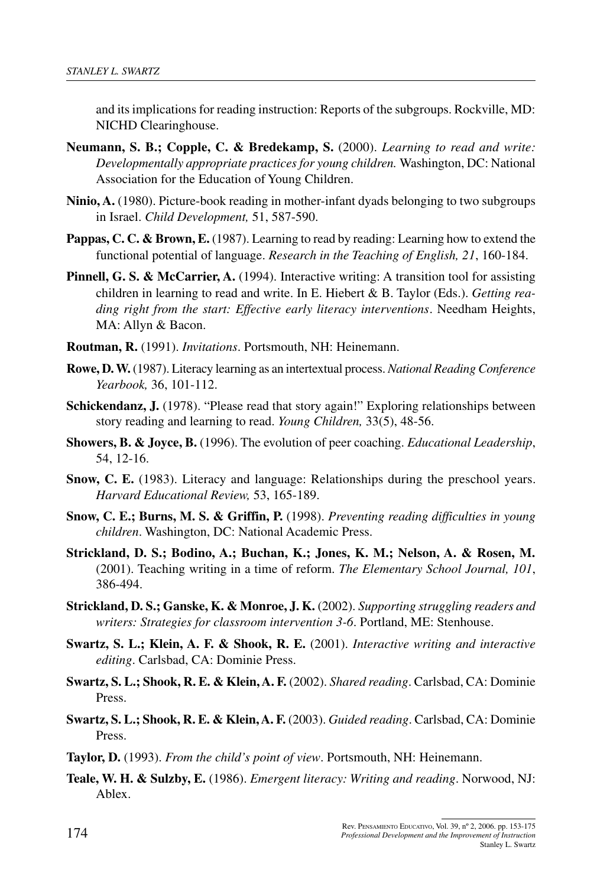and its implications for reading instruction: Reports of the subgroups. Rockville, MD: NICHD Clearinghouse.

**Neumann, S. B.; Copple, C. & Bredekamp, S.** (2000). *Learning to read and write: Developmentally appropriate practices for young children.* Washington, DC: National Association for the Education of Young Children.

**Ninio, A.** (1980). Picture-book reading in mother-infant dyads belonging to two subgroups in Israel. *Child Development,* 51, 587-590.

**Pappas, C. C. & Brown, E.** (1987). Learning to read by reading: Learning how to extend the functional potential of language. *Research in the Teaching of English, 21*, 160-184.

**Pinnell, G. S. & McCarrier, A.** (1994). Interactive writing: A transition tool for assisting children in learning to read and write. In E. Hiebert & B. Taylor (Eds.). *Getting reading right from the start: Effective early literacy interventions*. Needham Heights, MA: Allyn & Bacon.

**Routman, R.** (1991). *Invitations*. Portsmouth, NH: Heinemann.

**Rowe, D. W.** (1987). Literacy learning as an intertextual process. *National Reading Conference Yearbook,* 36, 101-112.

**Schickendanz, J.** (1978). "Please read that story again!" Exploring relationships between story reading and learning to read. *Young Children,* 33(5), 48-56.

**Showers, B. & Joyce, B.** (1996). The evolution of peer coaching. *Educational Leadership*, 54, 12-16.

**Snow, C. E.** (1983). Literacy and language: Relationships during the preschool years. *Harvard Educational Review,* 53, 165-189.

**Snow, C. E.; Burns, M. S. & Griffin, P.** (1998). *Preventing reading difficulties in young children*. Washington, DC: National Academic Press.

**Strickland, D. S.; Bodino, A.; Buchan, K.; Jones, K. M.; Nelson, A. & Rosen, M.** (2001). Teaching writing in a time of reform. *The Elementary School Journal, 101*, 386-494.

**Strickland, D. S.; Ganske, K. & Monroe, J. K.** (2002). *Supporting struggling readers and writers: Strategies for classroom intervention 3-6*. Portland, ME: Stenhouse.

**Swartz, S. L.; Klein, A. F. & Shook, R. E.** (2001). *Interactive writing and interactive editing*. Carlsbad, CA: Dominie Press.

**Swartz, S. L.; Shook, R. E. & Klein, A. F.** (2002). *Shared reading*. Carlsbad, CA: Dominie Press.

**Swartz, S. L.; Shook, R. E. & Klein, A. F.** (2003). *Guided reading*. Carlsbad, CA: Dominie Press.

**Taylor, D.** (1993). *From the child's point of view*. Portsmouth, NH: Heinemann.

**Teale, W. H. & Sulzby, E.** (1986). *Emergent literacy: Writing and reading*. Norwood, NJ: Ablex.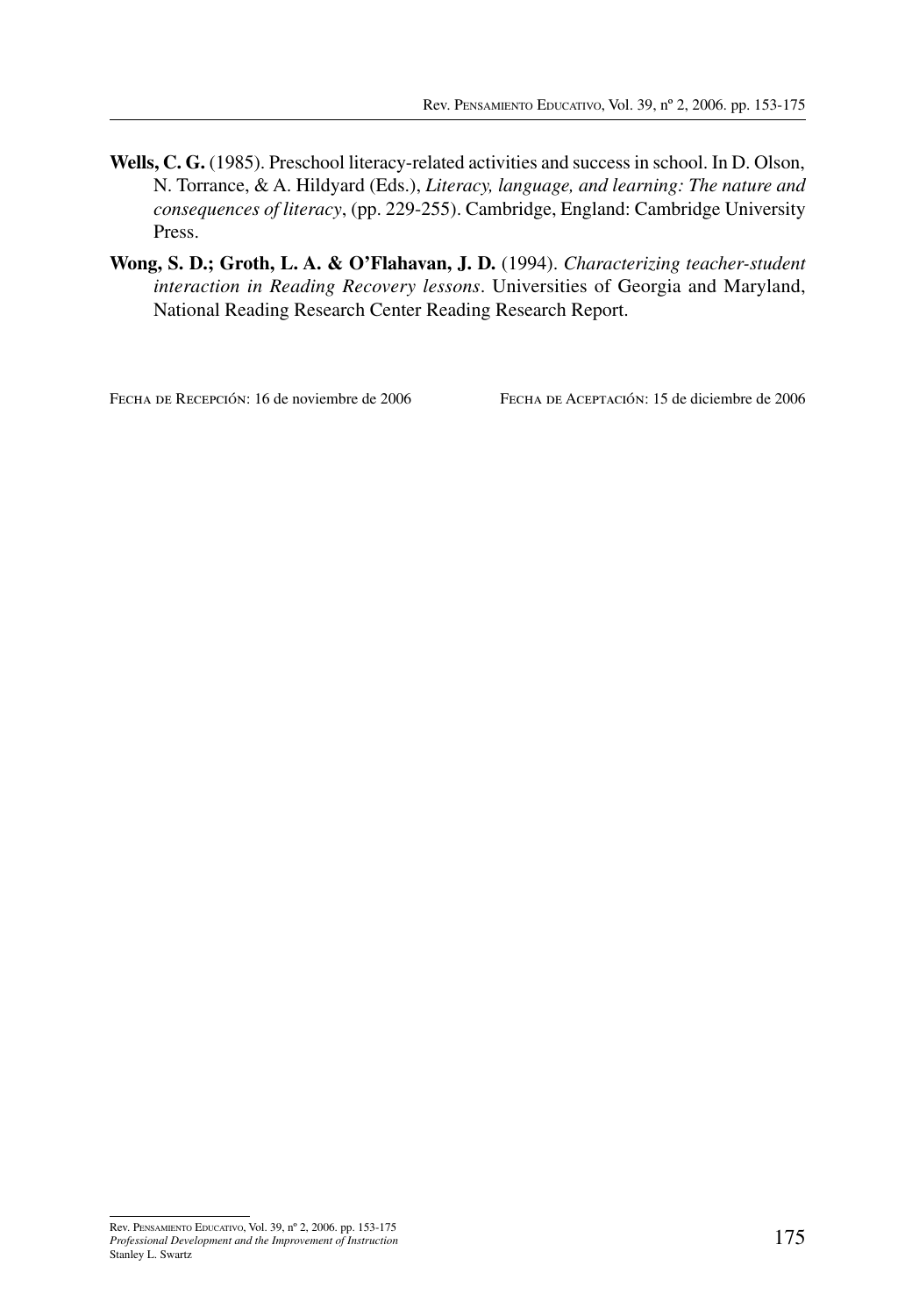**Wells, C. G.** (1985). Preschool literacy-related activities and success in school. In D. Olson, N. Torrance, & A. Hildyard (Eds.), *Literacy, language, and learning: The nature and consequences of literacy*, (pp. 229-255). Cambridge, England: Cambridge University Press.

**Wong, S. D.; Groth, L. A. & O'Flahavan, J. D.** (1994). *Characterizing teacher-student interaction in Reading Recovery lessons*. Universities of Georgia and Maryland, National Reading Research Center Reading Research Report.

Fecha de Recepción: 16 de noviembre de 2006 Fecha de Aceptación: 15 de diciembre de 2006